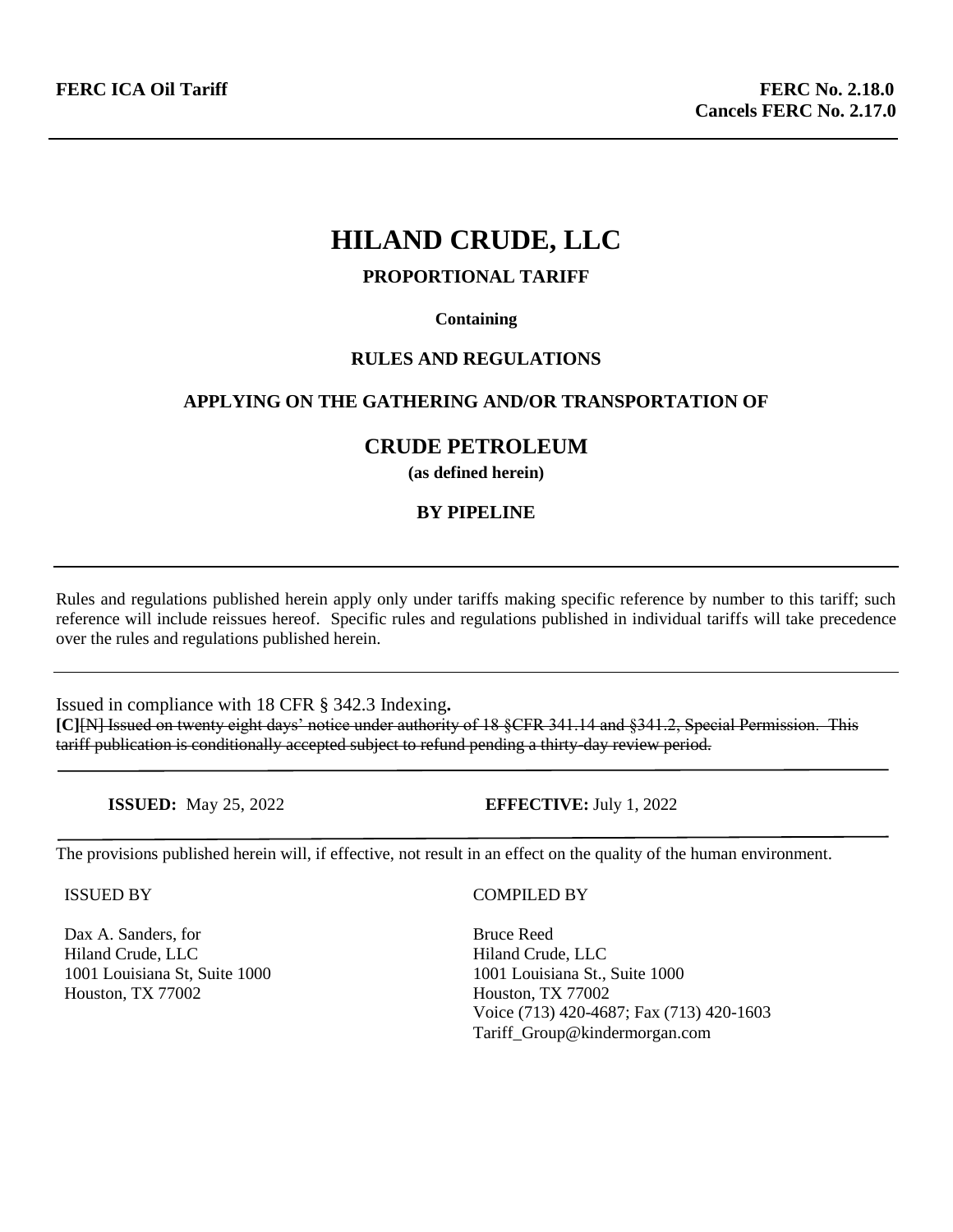**FERC ICA Oil Tariff**

**FERC No. 2.18.0**
**Cancels FERC No. 2.17.0**

---

# HILAND CRUDE, LLC

**PROPORTIONAL TARIFF**

**Containing**

**RULES AND REGULATIONS**

**APPLYING ON THE GATHERING AND/OR TRANSPORTATION OF**

## CRUDE PETROLEUM

**(as defined herein)**

**BY PIPELINE**

---

Rules and regulations published herein apply only under tariffs making specific reference by number to this tariff; such reference will include reissues hereof. Specific rules and regulations published in individual tariffs will take precedence over the rules and regulations published herein.

---

Issued in compliance with 18 CFR § 342.3 Indexing**.**
**[C]**~~[N] Issued on twenty eight days' notice under authority of 18 §CFR 341.14 and §341.2, Special Permission. This tariff publication is conditionally accepted subject to refund pending a thirty-day review period.~~

---

**ISSUED:** May 25, 2022 **EFFECTIVE:** July 1, 2022

---

The provisions published herein will, if effective, not result in an effect on the quality of the human environment.

ISSUED BY

Dax A. Sanders, for
Hiland Crude, LLC
1001 Louisiana St, Suite 1000
Houston, TX 77002

COMPILED BY

Bruce Reed
Hiland Crude, LLC
1001 Louisiana St., Suite 1000
Houston, TX 77002
Voice (713) 420-4687; Fax (713) 420-1603
Tariff_Group@kindermorgan.com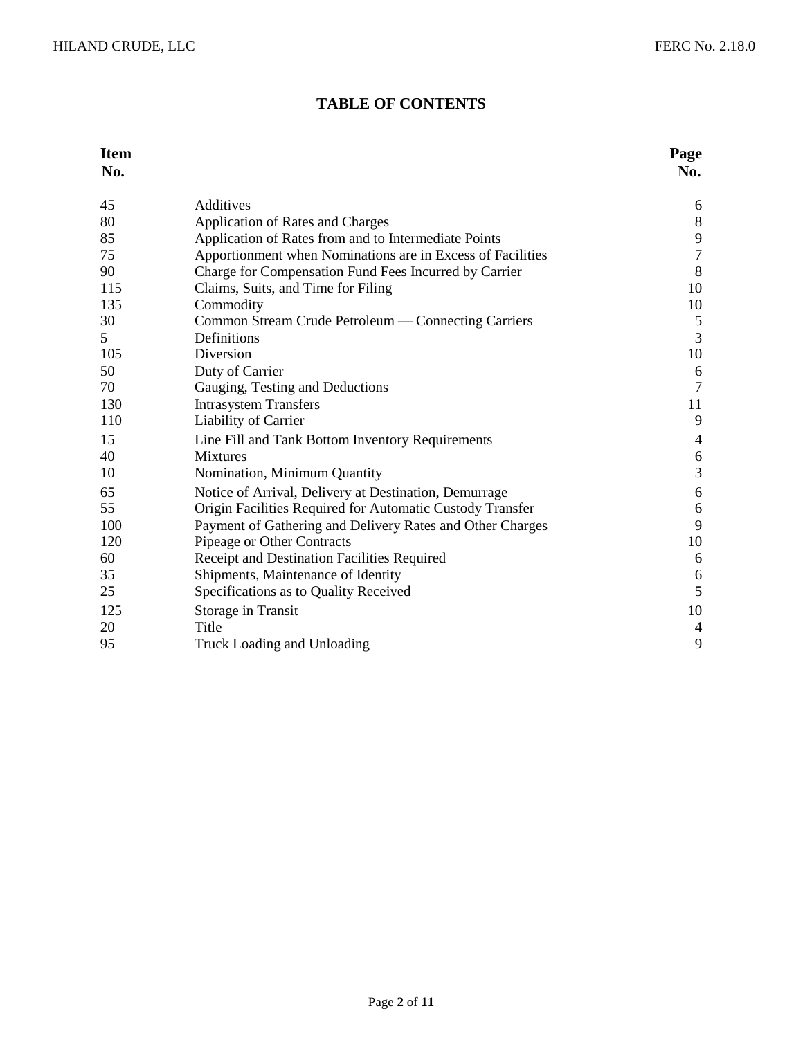# TABLE OF CONTENTS

| Item No. | | Page No. |
|---|---|---|
| 45 | Additives | 6 |
| 80 | Application of Rates and Charges | 8 |
| 85 | Application of Rates from and to Intermediate Points | 9 |
| 75 | Apportionment when Nominations are in Excess of Facilities | 7 |
| 90 | Charge for Compensation Fund Fees Incurred by Carrier | 8 |
| 115 | Claims, Suits, and Time for Filing | 10 |
| 135 | Commodity | 10 |
| 30 | Common Stream Crude Petroleum — Connecting Carriers | 5 |
| 5 | Definitions | 3 |
| 105 | Diversion | 10 |
| 50 | Duty of Carrier | 6 |
| 70 | Gauging, Testing and Deductions | 7 |
| 130 | Intrasystem Transfers | 11 |
| 110 | Liability of Carrier | 9 |
| 15 | Line Fill and Tank Bottom Inventory Requirements | 4 |
| 40 | Mixtures | 6 |
| 10 | Nomination, Minimum Quantity | 3 |
| 65 | Notice of Arrival, Delivery at Destination, Demurrage | 6 |
| 55 | Origin Facilities Required for Automatic Custody Transfer | 6 |
| 100 | Payment of Gathering and Delivery Rates and Other Charges | 9 |
| 120 | Pipeage or Other Contracts | 10 |
| 60 | Receipt and Destination Facilities Required | 6 |
| 35 | Shipments, Maintenance of Identity | 6 |
| 25 | Specifications as to Quality Received | 5 |
| 125 | Storage in Transit | 10 |
| 20 | Title | 4 |
| 95 | Truck Loading and Unloading | 9 |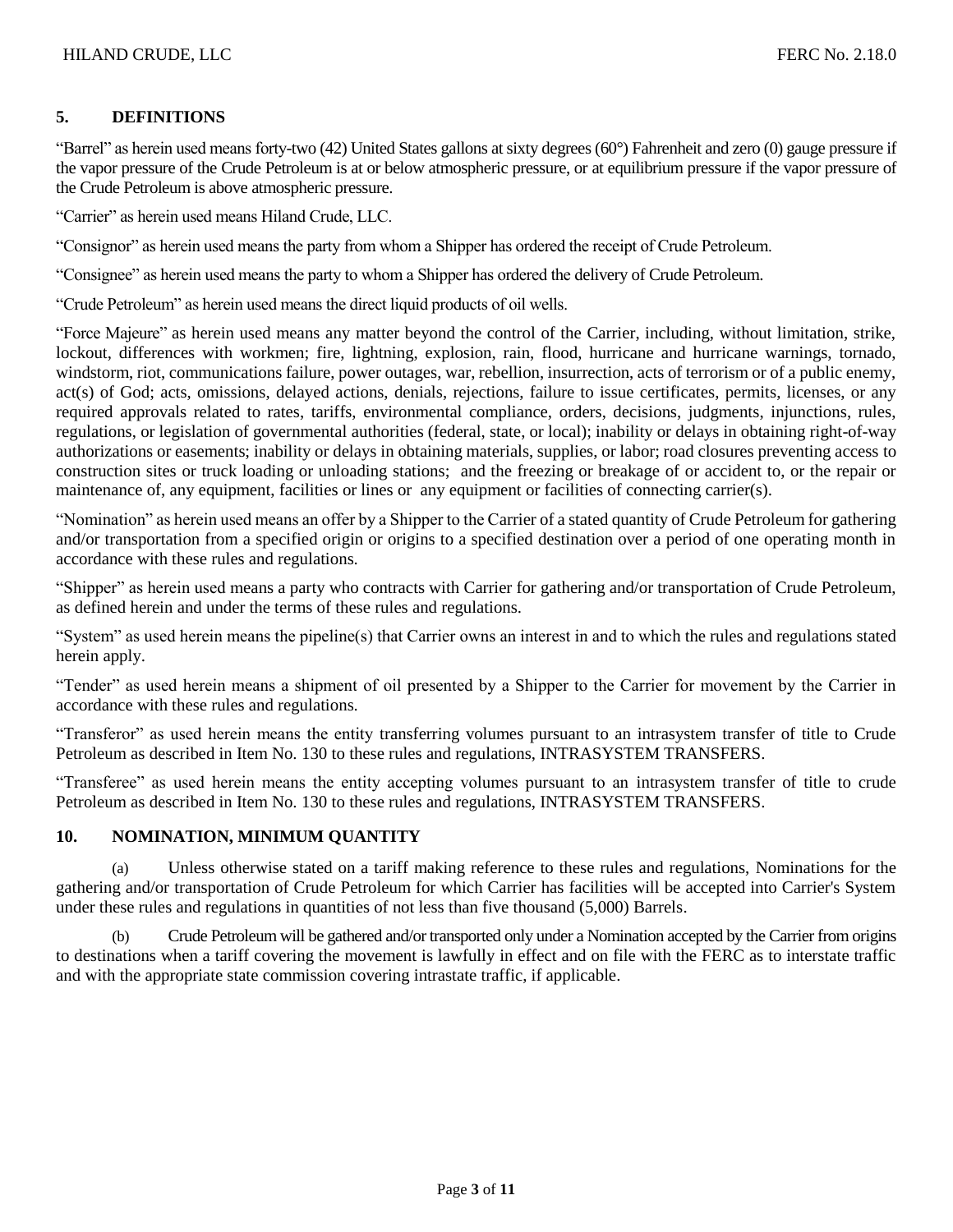## 5. DEFINITIONS

"Barrel" as herein used means forty-two (42) United States gallons at sixty degrees (60°) Fahrenheit and zero (0) gauge pressure if the vapor pressure of the Crude Petroleum is at or below atmospheric pressure, or at equilibrium pressure if the vapor pressure of the Crude Petroleum is above atmospheric pressure.

"Carrier" as herein used means Hiland Crude, LLC.

"Consignor" as herein used means the party from whom a Shipper has ordered the receipt of Crude Petroleum.

"Consignee" as herein used means the party to whom a Shipper has ordered the delivery of Crude Petroleum.

"Crude Petroleum" as herein used means the direct liquid products of oil wells.

"Force Majeure" as herein used means any matter beyond the control of the Carrier, including, without limitation, strike, lockout, differences with workmen; fire, lightning, explosion, rain, flood, hurricane and hurricane warnings, tornado, windstorm, riot, communications failure, power outages, war, rebellion, insurrection, acts of terrorism or of a public enemy, act(s) of God; acts, omissions, delayed actions, denials, rejections, failure to issue certificates, permits, licenses, or any required approvals related to rates, tariffs, environmental compliance, orders, decisions, judgments, injunctions, rules, regulations, or legislation of governmental authorities (federal, state, or local); inability or delays in obtaining right-of-way authorizations or easements; inability or delays in obtaining materials, supplies, or labor; road closures preventing access to construction sites or truck loading or unloading stations; and the freezing or breakage of or accident to, or the repair or maintenance of, any equipment, facilities or lines or any equipment or facilities of connecting carrier(s).

"Nomination" as herein used means an offer by a Shipper to the Carrier of a stated quantity of Crude Petroleum for gathering and/or transportation from a specified origin or origins to a specified destination over a period of one operating month in accordance with these rules and regulations.

"Shipper" as herein used means a party who contracts with Carrier for gathering and/or transportation of Crude Petroleum, as defined herein and under the terms of these rules and regulations.

"System" as used herein means the pipeline(s) that Carrier owns an interest in and to which the rules and regulations stated herein apply.

"Tender" as used herein means a shipment of oil presented by a Shipper to the Carrier for movement by the Carrier in accordance with these rules and regulations.

"Transferor" as used herein means the entity transferring volumes pursuant to an intrasystem transfer of title to Crude Petroleum as described in Item No. 130 to these rules and regulations, INTRASYSTEM TRANSFERS.

"Transferee" as used herein means the entity accepting volumes pursuant to an intrasystem transfer of title to crude Petroleum as described in Item No. 130 to these rules and regulations, INTRASYSTEM TRANSFERS.

## 10. NOMINATION, MINIMUM QUANTITY

(a) Unless otherwise stated on a tariff making reference to these rules and regulations, Nominations for the gathering and/or transportation of Crude Petroleum for which Carrier has facilities will be accepted into Carrier's System under these rules and regulations in quantities of not less than five thousand (5,000) Barrels.

(b) Crude Petroleum will be gathered and/or transported only under a Nomination accepted by the Carrier from origins to destinations when a tariff covering the movement is lawfully in effect and on file with the FERC as to interstate traffic and with the appropriate state commission covering intrastate traffic, if applicable.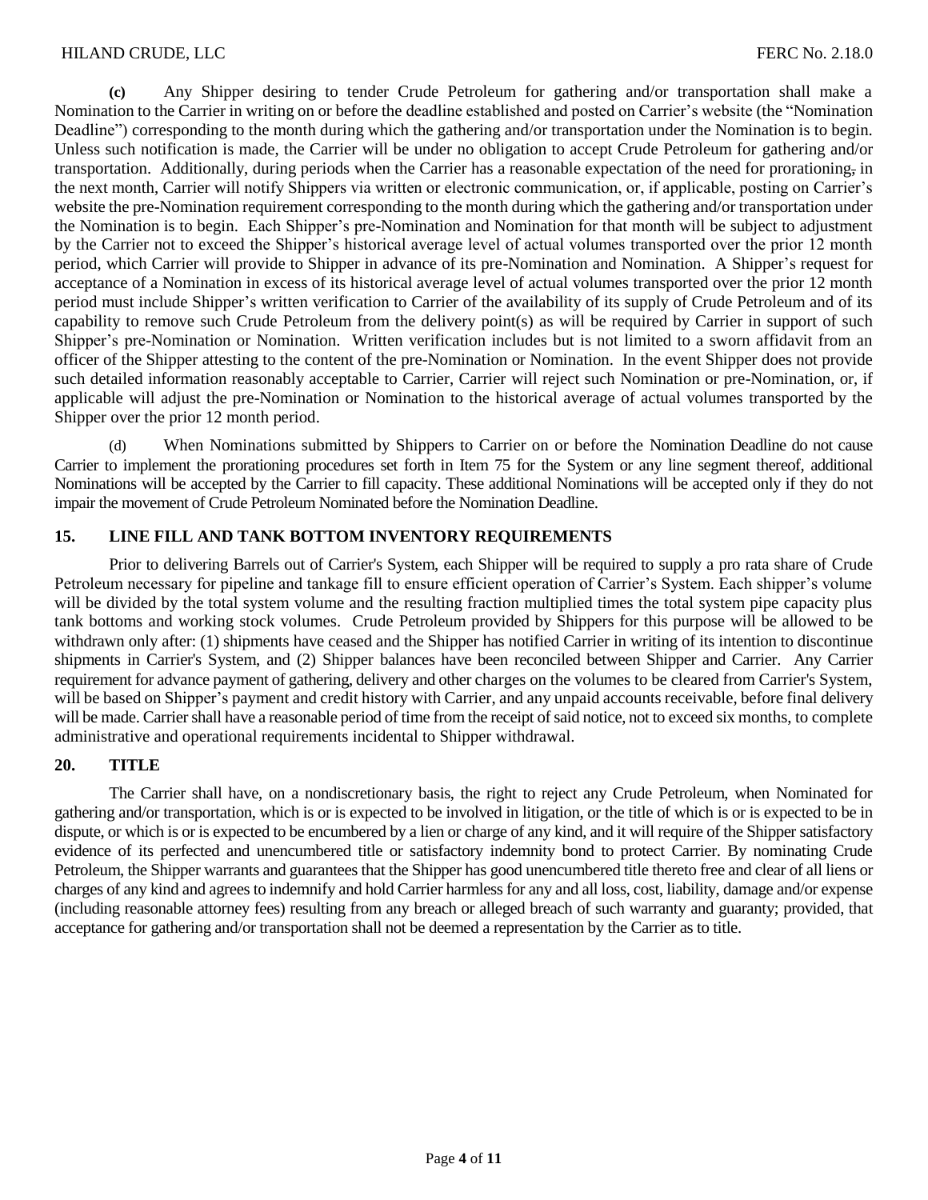**(c)** Any Shipper desiring to tender Crude Petroleum for gathering and/or transportation shall make a Nomination to the Carrier in writing on or before the deadline established and posted on Carrier's website (the "Nomination Deadline") corresponding to the month during which the gathering and/or transportation under the Nomination is to begin. Unless such notification is made, the Carrier will be under no obligation to accept Crude Petroleum for gathering and/or transportation. Additionally, during periods when the Carrier has a reasonable expectation of the need for prorationing, in the next month, Carrier will notify Shippers via written or electronic communication, or, if applicable, posting on Carrier's website the pre-Nomination requirement corresponding to the month during which the gathering and/or transportation under the Nomination is to begin. Each Shipper's pre-Nomination and Nomination for that month will be subject to adjustment by the Carrier not to exceed the Shipper's historical average level of actual volumes transported over the prior 12 month period, which Carrier will provide to Shipper in advance of its pre-Nomination and Nomination. A Shipper's request for acceptance of a Nomination in excess of its historical average level of actual volumes transported over the prior 12 month period must include Shipper's written verification to Carrier of the availability of its supply of Crude Petroleum and of its capability to remove such Crude Petroleum from the delivery point(s) as will be required by Carrier in support of such Shipper's pre-Nomination or Nomination. Written verification includes but is not limited to a sworn affidavit from an officer of the Shipper attesting to the content of the pre-Nomination or Nomination. In the event Shipper does not provide such detailed information reasonably acceptable to Carrier, Carrier will reject such Nomination or pre-Nomination, or, if applicable will adjust the pre-Nomination or Nomination to the historical average of actual volumes transported by the Shipper over the prior 12 month period.

(d) When Nominations submitted by Shippers to Carrier on or before the Nomination Deadline do not cause Carrier to implement the prorationing procedures set forth in Item 75 for the System or any line segment thereof, additional Nominations will be accepted by the Carrier to fill capacity. These additional Nominations will be accepted only if they do not impair the movement of Crude Petroleum Nominated before the Nomination Deadline.

## 15. LINE FILL AND TANK BOTTOM INVENTORY REQUIREMENTS

Prior to delivering Barrels out of Carrier's System, each Shipper will be required to supply a pro rata share of Crude Petroleum necessary for pipeline and tankage fill to ensure efficient operation of Carrier's System. Each shipper's volume will be divided by the total system volume and the resulting fraction multiplied times the total system pipe capacity plus tank bottoms and working stock volumes. Crude Petroleum provided by Shippers for this purpose will be allowed to be withdrawn only after: (1) shipments have ceased and the Shipper has notified Carrier in writing of its intention to discontinue shipments in Carrier's System, and (2) Shipper balances have been reconciled between Shipper and Carrier. Any Carrier requirement for advance payment of gathering, delivery and other charges on the volumes to be cleared from Carrier's System, will be based on Shipper's payment and credit history with Carrier, and any unpaid accounts receivable, before final delivery will be made. Carrier shall have a reasonable period of time from the receipt of said notice, not to exceed six months, to complete administrative and operational requirements incidental to Shipper withdrawal.

## 20. TITLE

The Carrier shall have, on a nondiscretionary basis, the right to reject any Crude Petroleum, when Nominated for gathering and/or transportation, which is or is expected to be involved in litigation, or the title of which is or is expected to be in dispute, or which is or is expected to be encumbered by a lien or charge of any kind, and it will require of the Shipper satisfactory evidence of its perfected and unencumbered title or satisfactory indemnity bond to protect Carrier. By nominating Crude Petroleum, the Shipper warrants and guarantees that the Shipper has good unencumbered title thereto free and clear of all liens or charges of any kind and agrees to indemnify and hold Carrier harmless for any and all loss, cost, liability, damage and/or expense (including reasonable attorney fees) resulting from any breach or alleged breach of such warranty and guaranty; provided, that acceptance for gathering and/or transportation shall not be deemed a representation by the Carrier as to title.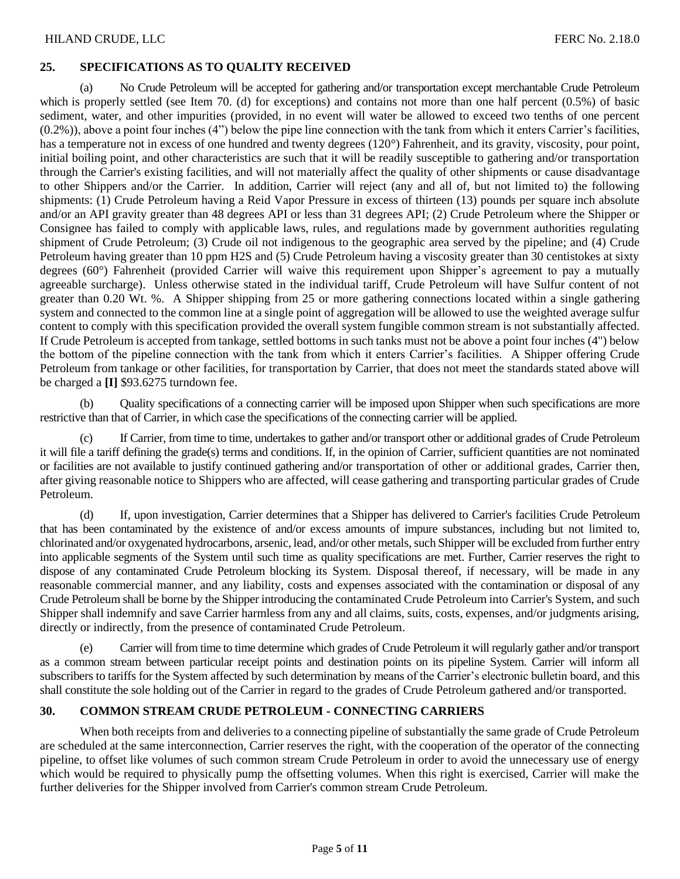## 25. SPECIFICATIONS AS TO QUALITY RECEIVED

(a) No Crude Petroleum will be accepted for gathering and/or transportation except merchantable Crude Petroleum which is properly settled (see Item 70. (d) for exceptions) and contains not more than one half percent (0.5%) of basic sediment, water, and other impurities (provided, in no event will water be allowed to exceed two tenths of one percent (0.2%)), above a point four inches (4") below the pipe line connection with the tank from which it enters Carrier's facilities, has a temperature not in excess of one hundred and twenty degrees (120°) Fahrenheit, and its gravity, viscosity, pour point, initial boiling point, and other characteristics are such that it will be readily susceptible to gathering and/or transportation through the Carrier's existing facilities, and will not materially affect the quality of other shipments or cause disadvantage to other Shippers and/or the Carrier. In addition, Carrier will reject (any and all of, but not limited to) the following shipments: (1) Crude Petroleum having a Reid Vapor Pressure in excess of thirteen (13) pounds per square inch absolute and/or an API gravity greater than 48 degrees API or less than 31 degrees API; (2) Crude Petroleum where the Shipper or Consignee has failed to comply with applicable laws, rules, and regulations made by government authorities regulating shipment of Crude Petroleum; (3) Crude oil not indigenous to the geographic area served by the pipeline; and (4) Crude Petroleum having greater than 10 ppm $H_2S$ and (5) Crude Petroleum having a viscosity greater than 30 centistokes at sixty degrees (60°) Fahrenheit (provided Carrier will waive this requirement upon Shipper's agreement to pay a mutually agreeable surcharge). Unless otherwise stated in the individual tariff, Crude Petroleum will have Sulfur content of not greater than 0.20 Wt. %. A Shipper shipping from 25 or more gathering connections located within a single gathering system and connected to the common line at a single point of aggregation will be allowed to use the weighted average sulfur content to comply with this specification provided the overall system fungible common stream is not substantially affected. If Crude Petroleum is accepted from tankage, settled bottoms in such tanks must not be above a point four inches (4") below the bottom of the pipeline connection with the tank from which it enters Carrier's facilities. A Shipper offering Crude Petroleum from tankage or other facilities, for transportation by Carrier, that does not meet the standards stated above will be charged a **[I]** $93.6275 turndown fee.

(b) Quality specifications of a connecting carrier will be imposed upon Shipper when such specifications are more restrictive than that of Carrier, in which case the specifications of the connecting carrier will be applied.

(c) If Carrier, from time to time, undertakes to gather and/or transport other or additional grades of Crude Petroleum it will file a tariff defining the grade(s) terms and conditions. If, in the opinion of Carrier, sufficient quantities are not nominated or facilities are not available to justify continued gathering and/or transportation of other or additional grades, Carrier then, after giving reasonable notice to Shippers who are affected, will cease gathering and transporting particular grades of Crude Petroleum.

(d) If, upon investigation, Carrier determines that a Shipper has delivered to Carrier's facilities Crude Petroleum that has been contaminated by the existence of and/or excess amounts of impure substances, including but not limited to, chlorinated and/or oxygenated hydrocarbons, arsenic, lead, and/or other metals, such Shipper will be excluded from further entry into applicable segments of the System until such time as quality specifications are met. Further, Carrier reserves the right to dispose of any contaminated Crude Petroleum blocking its System. Disposal thereof, if necessary, will be made in any reasonable commercial manner, and any liability, costs and expenses associated with the contamination or disposal of any Crude Petroleum shall be borne by the Shipper introducing the contaminated Crude Petroleum into Carrier's System, and such Shipper shall indemnify and save Carrier harmless from any and all claims, suits, costs, expenses, and/or judgments arising, directly or indirectly, from the presence of contaminated Crude Petroleum.

(e) Carrier will from time to time determine which grades of Crude Petroleum it will regularly gather and/or transport as a common stream between particular receipt points and destination points on its pipeline System. Carrier will inform all subscribers to tariffs for the System affected by such determination by means of the Carrier's electronic bulletin board, and this shall constitute the sole holding out of the Carrier in regard to the grades of Crude Petroleum gathered and/or transported.

## 30. COMMON STREAM CRUDE PETROLEUM - CONNECTING CARRIERS

When both receipts from and deliveries to a connecting pipeline of substantially the same grade of Crude Petroleum are scheduled at the same interconnection, Carrier reserves the right, with the cooperation of the operator of the connecting pipeline, to offset like volumes of such common stream Crude Petroleum in order to avoid the unnecessary use of energy which would be required to physically pump the offsetting volumes. When this right is exercised, Carrier will make the further deliveries for the Shipper involved from Carrier's common stream Crude Petroleum.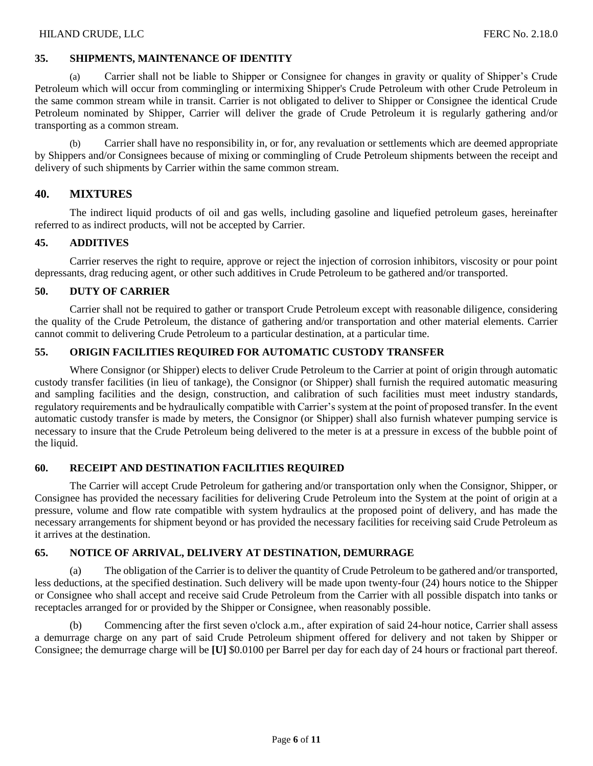## 35. SHIPMENTS, MAINTENANCE OF IDENTITY

(a) Carrier shall not be liable to Shipper or Consignee for changes in gravity or quality of Shipper's Crude Petroleum which will occur from commingling or intermixing Shipper's Crude Petroleum with other Crude Petroleum in the same common stream while in transit. Carrier is not obligated to deliver to Shipper or Consignee the identical Crude Petroleum nominated by Shipper, Carrier will deliver the grade of Crude Petroleum it is regularly gathering and/or transporting as a common stream.

(b) Carrier shall have no responsibility in, or for, any revaluation or settlements which are deemed appropriate by Shippers and/or Consignees because of mixing or commingling of Crude Petroleum shipments between the receipt and delivery of such shipments by Carrier within the same common stream.

## 40. MIXTURES

The indirect liquid products of oil and gas wells, including gasoline and liquefied petroleum gases, hereinafter referred to as indirect products, will not be accepted by Carrier.

## 45. ADDITIVES

Carrier reserves the right to require, approve or reject the injection of corrosion inhibitors, viscosity or pour point depressants, drag reducing agent, or other such additives in Crude Petroleum to be gathered and/or transported.

## 50. DUTY OF CARRIER

Carrier shall not be required to gather or transport Crude Petroleum except with reasonable diligence, considering the quality of the Crude Petroleum, the distance of gathering and/or transportation and other material elements. Carrier cannot commit to delivering Crude Petroleum to a particular destination, at a particular time.

## 55. ORIGIN FACILITIES REQUIRED FOR AUTOMATIC CUSTODY TRANSFER

Where Consignor (or Shipper) elects to deliver Crude Petroleum to the Carrier at point of origin through automatic custody transfer facilities (in lieu of tankage), the Consignor (or Shipper) shall furnish the required automatic measuring and sampling facilities and the design, construction, and calibration of such facilities must meet industry standards, regulatory requirements and be hydraulically compatible with Carrier's system at the point of proposed transfer. In the event automatic custody transfer is made by meters, the Consignor (or Shipper) shall also furnish whatever pumping service is necessary to insure that the Crude Petroleum being delivered to the meter is at a pressure in excess of the bubble point of the liquid.

## 60. RECEIPT AND DESTINATION FACILITIES REQUIRED

The Carrier will accept Crude Petroleum for gathering and/or transportation only when the Consignor, Shipper, or Consignee has provided the necessary facilities for delivering Crude Petroleum into the System at the point of origin at a pressure, volume and flow rate compatible with system hydraulics at the proposed point of delivery, and has made the necessary arrangements for shipment beyond or has provided the necessary facilities for receiving said Crude Petroleum as it arrives at the destination.

## 65. NOTICE OF ARRIVAL, DELIVERY AT DESTINATION, DEMURRAGE

(a) The obligation of the Carrier is to deliver the quantity of Crude Petroleum to be gathered and/or transported, less deductions, at the specified destination. Such delivery will be made upon twenty-four (24) hours notice to the Shipper or Consignee who shall accept and receive said Crude Petroleum from the Carrier with all possible dispatch into tanks or receptacles arranged for or provided by the Shipper or Consignee, when reasonably possible.

(b) Commencing after the first seven o'clock a.m., after expiration of said 24-hour notice, Carrier shall assess a demurrage charge on any part of said Crude Petroleum shipment offered for delivery and not taken by Shipper or Consignee; the demurrage charge will be **[U]** $0.0100 per Barrel per day for each day of 24 hours or fractional part thereof.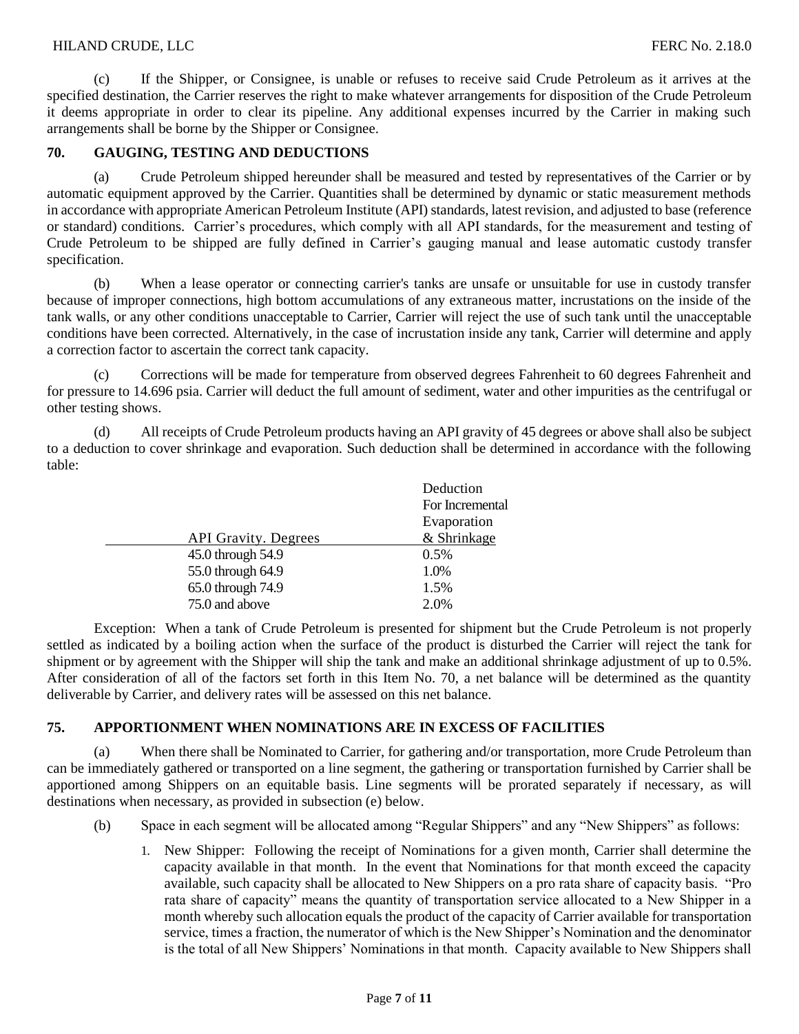(c) If the Shipper, or Consignee, is unable or refuses to receive said Crude Petroleum as it arrives at the specified destination, the Carrier reserves the right to make whatever arrangements for disposition of the Crude Petroleum it deems appropriate in order to clear its pipeline. Any additional expenses incurred by the Carrier in making such arrangements shall be borne by the Shipper or Consignee.

## 70. GAUGING, TESTING AND DEDUCTIONS

(a) Crude Petroleum shipped hereunder shall be measured and tested by representatives of the Carrier or by automatic equipment approved by the Carrier. Quantities shall be determined by dynamic or static measurement methods in accordance with appropriate American Petroleum Institute (API) standards, latest revision, and adjusted to base (reference or standard) conditions. Carrier's procedures, which comply with all API standards, for the measurement and testing of Crude Petroleum to be shipped are fully defined in Carrier's gauging manual and lease automatic custody transfer specification.

(b) When a lease operator or connecting carrier's tanks are unsafe or unsuitable for use in custody transfer because of improper connections, high bottom accumulations of any extraneous matter, incrustations on the inside of the tank walls, or any other conditions unacceptable to Carrier, Carrier will reject the use of such tank until the unacceptable conditions have been corrected. Alternatively, in the case of incrustation inside any tank, Carrier will determine and apply a correction factor to ascertain the correct tank capacity.

(c) Corrections will be made for temperature from observed degrees Fahrenheit to 60 degrees Fahrenheit and for pressure to 14.696 psia. Carrier will deduct the full amount of sediment, water and other impurities as the centrifugal or other testing shows.

(d) All receipts of Crude Petroleum products having an API gravity of 45 degrees or above shall also be subject to a deduction to cover shrinkage and evaporation. Such deduction shall be determined in accordance with the following table:

| API Gravity. Degrees | Deduction For Incremental Evaporation & Shrinkage |
|---|---|
| 45.0 through 54.9 | 0.5% |
| 55.0 through 64.9 | 1.0% |
| 65.0 through 74.9 | 1.5% |
| 75.0 and above | 2.0% |

Exception: When a tank of Crude Petroleum is presented for shipment but the Crude Petroleum is not properly settled as indicated by a boiling action when the surface of the product is disturbed the Carrier will reject the tank for shipment or by agreement with the Shipper will ship the tank and make an additional shrinkage adjustment of up to 0.5%. After consideration of all of the factors set forth in this Item No. 70, a net balance will be determined as the quantity deliverable by Carrier, and delivery rates will be assessed on this net balance.

## 75. APPORTIONMENT WHEN NOMINATIONS ARE IN EXCESS OF FACILITIES

(a) When there shall be Nominated to Carrier, for gathering and/or transportation, more Crude Petroleum than can be immediately gathered or transported on a line segment, the gathering or transportation furnished by Carrier shall be apportioned among Shippers on an equitable basis. Line segments will be prorated separately if necessary, as will destinations when necessary, as provided in subsection (e) below.

(b) Space in each segment will be allocated among "Regular Shippers" and any "New Shippers" as follows:

1. New Shipper: Following the receipt of Nominations for a given month, Carrier shall determine the capacity available in that month. In the event that Nominations for that month exceed the capacity available, such capacity shall be allocated to New Shippers on a pro rata share of capacity basis. "Pro rata share of capacity" means the quantity of transportation service allocated to a New Shipper in a month whereby such allocation equals the product of the capacity of Carrier available for transportation service, times a fraction, the numerator of which is the New Shipper's Nomination and the denominator is the total of all New Shippers' Nominations in that month. Capacity available to New Shippers shall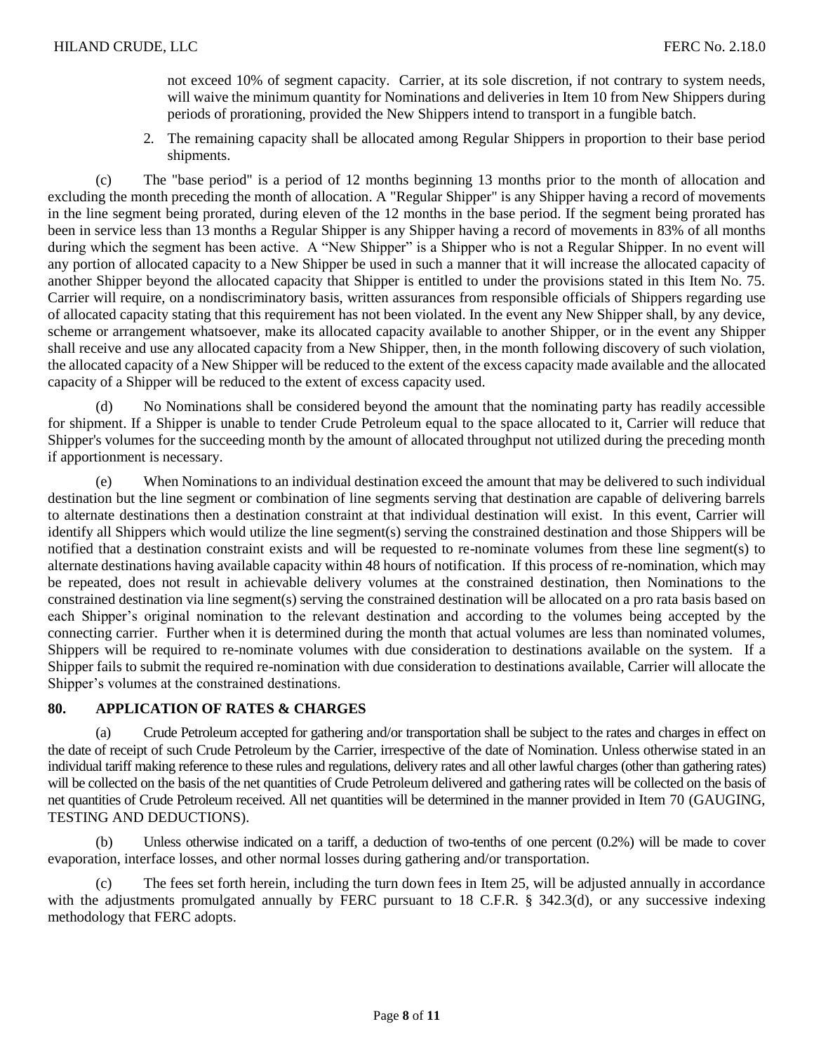not exceed 10% of segment capacity. Carrier, at its sole discretion, if not contrary to system needs, will waive the minimum quantity for Nominations and deliveries in Item 10 from New Shippers during periods of prorationing, provided the New Shippers intend to transport in a fungible batch.

2. The remaining capacity shall be allocated among Regular Shippers in proportion to their base period shipments.

(c) The "base period" is a period of 12 months beginning 13 months prior to the month of allocation and excluding the month preceding the month of allocation. A "Regular Shipper" is any Shipper having a record of movements in the line segment being prorated, during eleven of the 12 months in the base period. If the segment being prorated has been in service less than 13 months a Regular Shipper is any Shipper having a record of movements in 83% of all months during which the segment has been active. A "New Shipper" is a Shipper who is not a Regular Shipper. In no event will any portion of allocated capacity to a New Shipper be used in such a manner that it will increase the allocated capacity of another Shipper beyond the allocated capacity that Shipper is entitled to under the provisions stated in this Item No. 75. Carrier will require, on a nondiscriminatory basis, written assurances from responsible officials of Shippers regarding use of allocated capacity stating that this requirement has not been violated. In the event any New Shipper shall, by any device, scheme or arrangement whatsoever, make its allocated capacity available to another Shipper, or in the event any Shipper shall receive and use any allocated capacity from a New Shipper, then, in the month following discovery of such violation, the allocated capacity of a New Shipper will be reduced to the extent of the excess capacity made available and the allocated capacity of a Shipper will be reduced to the extent of excess capacity used.

(d) No Nominations shall be considered beyond the amount that the nominating party has readily accessible for shipment. If a Shipper is unable to tender Crude Petroleum equal to the space allocated to it, Carrier will reduce that Shipper's volumes for the succeeding month by the amount of allocated throughput not utilized during the preceding month if apportionment is necessary.

(e) When Nominations to an individual destination exceed the amount that may be delivered to such individual destination but the line segment or combination of line segments serving that destination are capable of delivering barrels to alternate destinations then a destination constraint at that individual destination will exist. In this event, Carrier will identify all Shippers which would utilize the line segment(s) serving the constrained destination and those Shippers will be notified that a destination constraint exists and will be requested to re-nominate volumes from these line segment(s) to alternate destinations having available capacity within 48 hours of notification. If this process of re-nomination, which may be repeated, does not result in achievable delivery volumes at the constrained destination, then Nominations to the constrained destination via line segment(s) serving the constrained destination will be allocated on a pro rata basis based on each Shipper's original nomination to the relevant destination and according to the volumes being accepted by the connecting carrier. Further when it is determined during the month that actual volumes are less than nominated volumes, Shippers will be required to re-nominate volumes with due consideration to destinations available on the system. If a Shipper fails to submit the required re-nomination with due consideration to destinations available, Carrier will allocate the Shipper's volumes at the constrained destinations.

## 80. APPLICATION OF RATES & CHARGES

(a) Crude Petroleum accepted for gathering and/or transportation shall be subject to the rates and charges in effect on the date of receipt of such Crude Petroleum by the Carrier, irrespective of the date of Nomination. Unless otherwise stated in an individual tariff making reference to these rules and regulations, delivery rates and all other lawful charges (other than gathering rates) will be collected on the basis of the net quantities of Crude Petroleum delivered and gathering rates will be collected on the basis of net quantities of Crude Petroleum received. All net quantities will be determined in the manner provided in Item 70 (GAUGING, TESTING AND DEDUCTIONS).

(b) Unless otherwise indicated on a tariff, a deduction of two-tenths of one percent (0.2%) will be made to cover evaporation, interface losses, and other normal losses during gathering and/or transportation.

(c) The fees set forth herein, including the turn down fees in Item 25, will be adjusted annually in accordance with the adjustments promulgated annually by FERC pursuant to 18 C.F.R. § 342.3(d), or any successive indexing methodology that FERC adopts.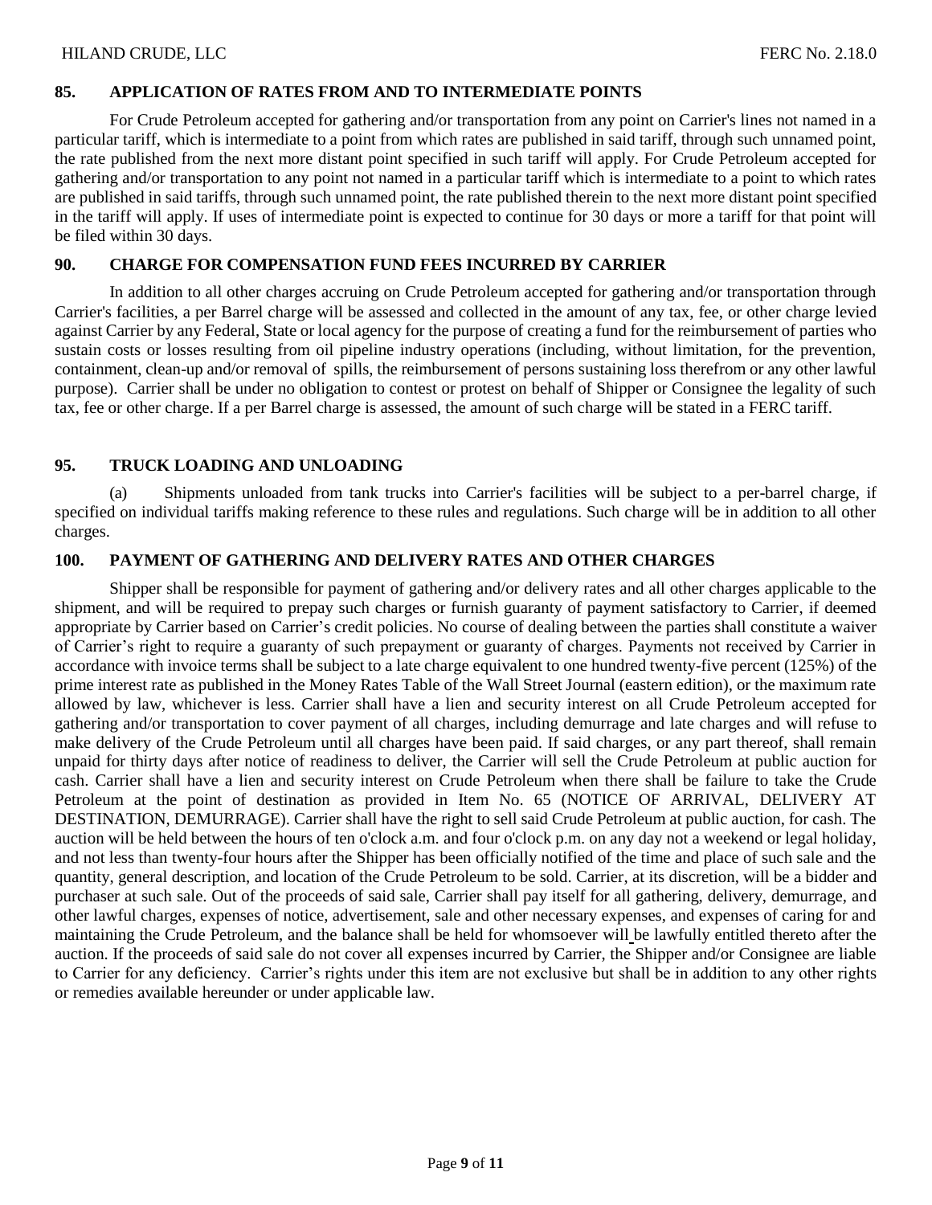## 85. APPLICATION OF RATES FROM AND TO INTERMEDIATE POINTS

For Crude Petroleum accepted for gathering and/or transportation from any point on Carrier's lines not named in a particular tariff, which is intermediate to a point from which rates are published in said tariff, through such unnamed point, the rate published from the next more distant point specified in such tariff will apply. For Crude Petroleum accepted for gathering and/or transportation to any point not named in a particular tariff which is intermediate to a point to which rates are published in said tariffs, through such unnamed point, the rate published therein to the next more distant point specified in the tariff will apply. If uses of intermediate point is expected to continue for 30 days or more a tariff for that point will be filed within 30 days.

## 90. CHARGE FOR COMPENSATION FUND FEES INCURRED BY CARRIER

In addition to all other charges accruing on Crude Petroleum accepted for gathering and/or transportation through Carrier's facilities, a per Barrel charge will be assessed and collected in the amount of any tax, fee, or other charge levied against Carrier by any Federal, State or local agency for the purpose of creating a fund for the reimbursement of parties who sustain costs or losses resulting from oil pipeline industry operations (including, without limitation, for the prevention, containment, clean-up and/or removal of spills, the reimbursement of persons sustaining loss therefrom or any other lawful purpose). Carrier shall be under no obligation to contest or protest on behalf of Shipper or Consignee the legality of such tax, fee or other charge. If a per Barrel charge is assessed, the amount of such charge will be stated in a FERC tariff.

## 95. TRUCK LOADING AND UNLOADING

(a) Shipments unloaded from tank trucks into Carrier's facilities will be subject to a per-barrel charge, if specified on individual tariffs making reference to these rules and regulations. Such charge will be in addition to all other charges.

## 100. PAYMENT OF GATHERING AND DELIVERY RATES AND OTHER CHARGES

Shipper shall be responsible for payment of gathering and/or delivery rates and all other charges applicable to the shipment, and will be required to prepay such charges or furnish guaranty of payment satisfactory to Carrier, if deemed appropriate by Carrier based on Carrier's credit policies. No course of dealing between the parties shall constitute a waiver of Carrier's right to require a guaranty of such prepayment or guaranty of charges. Payments not received by Carrier in accordance with invoice terms shall be subject to a late charge equivalent to one hundred twenty-five percent (125%) of the prime interest rate as published in the Money Rates Table of the Wall Street Journal (eastern edition), or the maximum rate allowed by law, whichever is less. Carrier shall have a lien and security interest on all Crude Petroleum accepted for gathering and/or transportation to cover payment of all charges, including demurrage and late charges and will refuse to make delivery of the Crude Petroleum until all charges have been paid. If said charges, or any part thereof, shall remain unpaid for thirty days after notice of readiness to deliver, the Carrier will sell the Crude Petroleum at public auction for cash. Carrier shall have a lien and security interest on Crude Petroleum when there shall be failure to take the Crude Petroleum at the point of destination as provided in Item No. 65 (NOTICE OF ARRIVAL, DELIVERY AT DESTINATION, DEMURRAGE). Carrier shall have the right to sell said Crude Petroleum at public auction, for cash. The auction will be held between the hours of ten o'clock a.m. and four o'clock p.m. on any day not a weekend or legal holiday, and not less than twenty-four hours after the Shipper has been officially notified of the time and place of such sale and the quantity, general description, and location of the Crude Petroleum to be sold. Carrier, at its discretion, will be a bidder and purchaser at such sale. Out of the proceeds of said sale, Carrier shall pay itself for all gathering, delivery, demurrage, and other lawful charges, expenses of notice, advertisement, sale and other necessary expenses, and expenses of caring for and maintaining the Crude Petroleum, and the balance shall be held for whomsoever will be lawfully entitled thereto after the auction. If the proceeds of said sale do not cover all expenses incurred by Carrier, the Shipper and/or Consignee are liable to Carrier for any deficiency. Carrier's rights under this item are not exclusive but shall be in addition to any other rights or remedies available hereunder or under applicable law.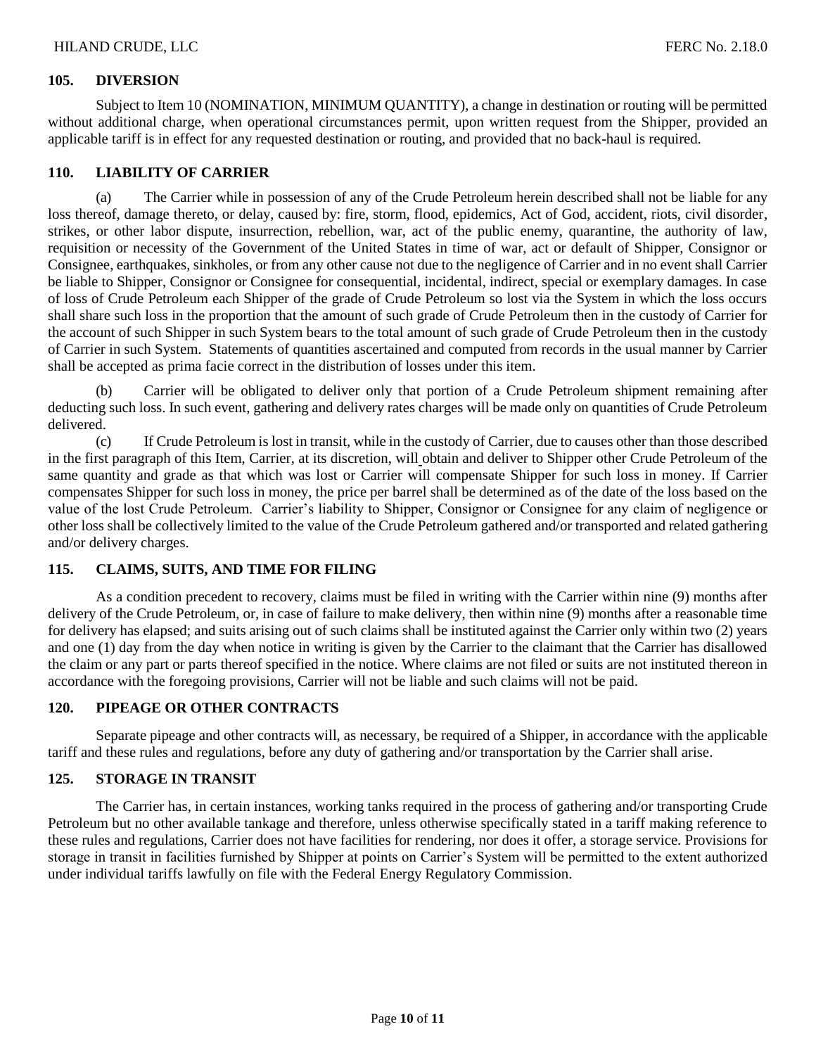### 105. DIVERSION

Subject to Item 10 (NOMINATION, MINIMUM QUANTITY), a change in destination or routing will be permitted without additional charge, when operational circumstances permit, upon written request from the Shipper, provided an applicable tariff is in effect for any requested destination or routing, and provided that no back-haul is required.

### 110. LIABILITY OF CARRIER

(a) The Carrier while in possession of any of the Crude Petroleum herein described shall not be liable for any loss thereof, damage thereto, or delay, caused by: fire, storm, flood, epidemics, Act of God, accident, riots, civil disorder, strikes, or other labor dispute, insurrection, rebellion, war, act of the public enemy, quarantine, the authority of law, requisition or necessity of the Government of the United States in time of war, act or default of Shipper, Consignor or Consignee, earthquakes, sinkholes, or from any other cause not due to the negligence of Carrier and in no event shall Carrier be liable to Shipper, Consignor or Consignee for consequential, incidental, indirect, special or exemplary damages. In case of loss of Crude Petroleum each Shipper of the grade of Crude Petroleum so lost via the System in which the loss occurs shall share such loss in the proportion that the amount of such grade of Crude Petroleum then in the custody of Carrier for the account of such Shipper in such System bears to the total amount of such grade of Crude Petroleum then in the custody of Carrier in such System. Statements of quantities ascertained and computed from records in the usual manner by Carrier shall be accepted as prima facie correct in the distribution of losses under this item.

(b) Carrier will be obligated to deliver only that portion of a Crude Petroleum shipment remaining after deducting such loss. In such event, gathering and delivery rates charges will be made only on quantities of Crude Petroleum delivered.

(c) If Crude Petroleum is lost in transit, while in the custody of Carrier, due to causes other than those described in the first paragraph of this Item, Carrier, at its discretion, will obtain and deliver to Shipper other Crude Petroleum of the same quantity and grade as that which was lost or Carrier will compensate Shipper for such loss in money. If Carrier compensates Shipper for such loss in money, the price per barrel shall be determined as of the date of the loss based on the value of the lost Crude Petroleum. Carrier's liability to Shipper, Consignor or Consignee for any claim of negligence or other loss shall be collectively limited to the value of the Crude Petroleum gathered and/or transported and related gathering and/or delivery charges.

### 115. CLAIMS, SUITS, AND TIME FOR FILING

As a condition precedent to recovery, claims must be filed in writing with the Carrier within nine (9) months after delivery of the Crude Petroleum, or, in case of failure to make delivery, then within nine (9) months after a reasonable time for delivery has elapsed; and suits arising out of such claims shall be instituted against the Carrier only within two (2) years and one (1) day from the day when notice in writing is given by the Carrier to the claimant that the Carrier has disallowed the claim or any part or parts thereof specified in the notice. Where claims are not filed or suits are not instituted thereon in accordance with the foregoing provisions, Carrier will not be liable and such claims will not be paid.

### 120. PIPEAGE OR OTHER CONTRACTS

Separate pipeage and other contracts will, as necessary, be required of a Shipper, in accordance with the applicable tariff and these rules and regulations, before any duty of gathering and/or transportation by the Carrier shall arise.

### 125. STORAGE IN TRANSIT

The Carrier has, in certain instances, working tanks required in the process of gathering and/or transporting Crude Petroleum but no other available tankage and therefore, unless otherwise specifically stated in a tariff making reference to these rules and regulations, Carrier does not have facilities for rendering, nor does it offer, a storage service. Provisions for storage in transit in facilities furnished by Shipper at points on Carrier's System will be permitted to the extent authorized under individual tariffs lawfully on file with the Federal Energy Regulatory Commission.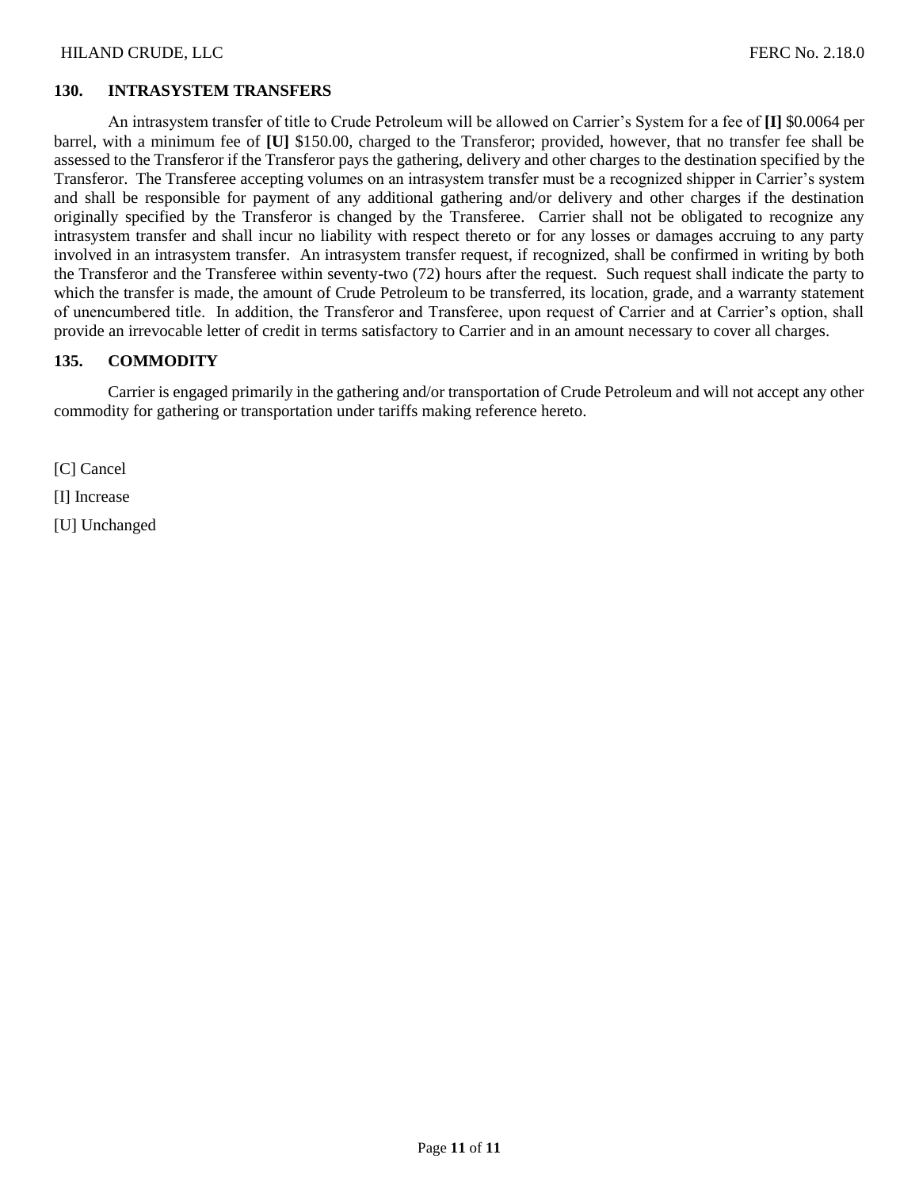### 130. INTRASYSTEM TRANSFERS

An intrasystem transfer of title to Crude Petroleum will be allowed on Carrier's System for a fee of **[I]** $0.0064 per barrel, with a minimum fee of **[U]** $150.00, charged to the Transferor; provided, however, that no transfer fee shall be assessed to the Transferor if the Transferor pays the gathering, delivery and other charges to the destination specified by the Transferor. The Transferee accepting volumes on an intrasystem transfer must be a recognized shipper in Carrier's system and shall be responsible for payment of any additional gathering and/or delivery and other charges if the destination originally specified by the Transferor is changed by the Transferee. Carrier shall not be obligated to recognize any intrasystem transfer and shall incur no liability with respect thereto or for any losses or damages accruing to any party involved in an intrasystem transfer. An intrasystem transfer request, if recognized, shall be confirmed in writing by both the Transferor and the Transferee within seventy-two (72) hours after the request. Such request shall indicate the party to which the transfer is made, the amount of Crude Petroleum to be transferred, its location, grade, and a warranty statement of unencumbered title. In addition, the Transferor and Transferee, upon request of Carrier and at Carrier's option, shall provide an irrevocable letter of credit in terms satisfactory to Carrier and in an amount necessary to cover all charges.

### 135. COMMODITY

Carrier is engaged primarily in the gathering and/or transportation of Crude Petroleum and will not accept any other commodity for gathering or transportation under tariffs making reference hereto.

[C] Cancel

[I] Increase

[U] Unchanged